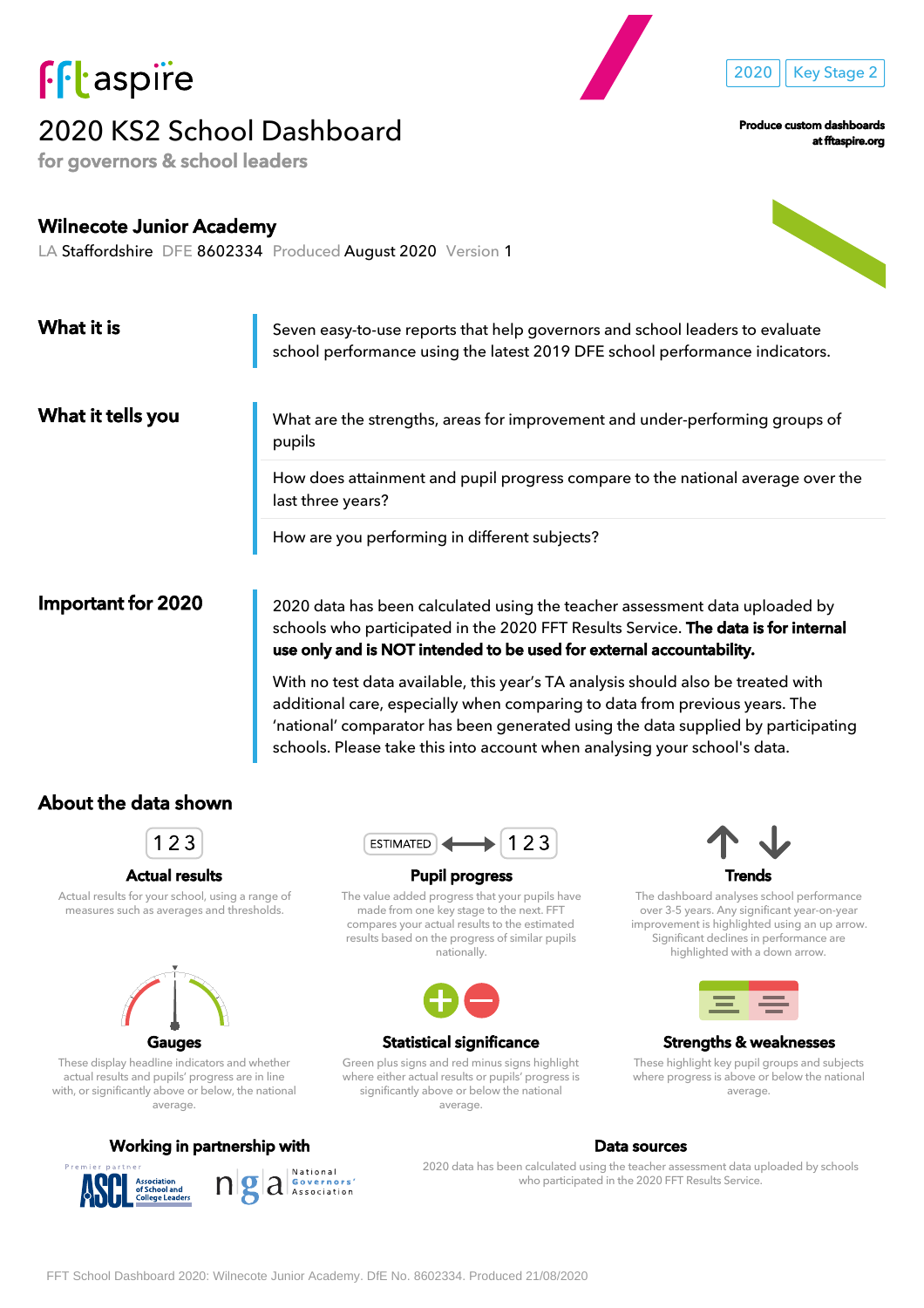fft aspire

2020 | Key Stage 2

# 2020 KS2 School Dashboard

**for governors & school leaders**

**Produce custom dashboards at fftaspire.org**

## Wilnecote Junior Academy

LA Staffordshire DFE 8602334 Produced August 2020 Version 1

### What it is

Seven easy-to-use reports that help governors and school leaders to evaluate school performance using the latest 2019 DFE school performance indicators.

### What it tells you

What are the strengths, areas for improvement and under-performing groups of pupils

How does attainment and pupil progress compare to the national average over the last three years?

How are you performing in different subjects?

### Important for 2020

2020 data has been calculated using the teacher assessment data uploaded by schools who participated in the 2020 FFT Results Service. **The data is for internal use only and is NOT intended to be used for external accountability.**

With no test data available, this year's TA analysis should also be treated with additional care, especially when comparing to data from previous years. The 'national' comparator has been generated using the data supplied by participating schools. Please take this into account when analysing your school's data.

## About the data shown

**Actual results**

Actual results for your school, using a range of measures such as averages and thresholds.

**Pupil progress**

The value added progress that your pupils have made from one key stage to the next. FFT compares your actual results to the estimated results based on the progress of similar pupils nationally.

**Trends**

The dashboard analyses school performance over 3-5 years. Any significant improvement year-on-year improvement is highlighted using an up arrow. Significant declines in performance are highlighted with a down arrow.

**Gauges**

These display headline indicators and whether actual results and pupils' progress are in line with, or significantly above or below, the national average.

**Statistical significance**

Green plus signs and red minus signs highlight where either actual results or pupils' progress is significantly above or below the national average.

**Strengths & weaknesses**

These highlight key pupil groups and subjects where progress is above or below the national average.

**Working in partnership with**

Premier partner ASCL Association of School and College Leaders

nga National Governors' Association

**Data sources**

2020 data has been calculated using the teacher assessment data uploaded by schools who participated in the 2020 FFT Results Service.

FFT School Dashboard 2020: Wilnecote Junior Academy. DfE No. 8602334. Produced 21/08/2020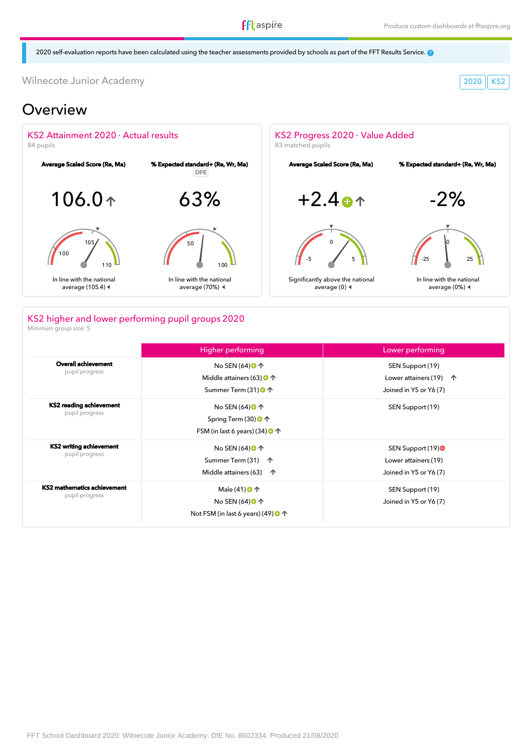2020 self-evaluation reports have been calculated using the teacher assessments provided by schools as part of the FFT Results Service.

Wilnecote Junior Academy

2020 KS2

# Overview

## KS2 Attainment 2020 · Actual results

84 pupils

**Average Scaled Score (Re, Ma)**

106.0 ↑

In line with the national average (105.4)

**% Expected standard+ (Re, Wr, Ma)** DFE

63%

In line with the national average (70%)

## KS2 Progress 2020 · Value Added

83 matched pupils

**Average Scaled Score (Re, Ma)**

+2.4 ↑

Significantly above the national average (0)

**% Expected standard+ (Re, Wr, Ma)**

-2%

In line with the national average (0%)

## KS2 higher and lower performing pupil groups 2020

Minimum group size: 5

| | Higher performing | Lower performing |
|---|---|---|
| **Overall achievement** pupil progress | No SEN (64) ↑<br>Middle attainers (63) ↑<br>Summer Term (31) ↑ | SEN Support (19)<br>Lower attainers (19) ↑<br>Joined in Y5 or Y6 (7) |
| **KS2 reading achievement** pupil progress | No SEN (64) ↑<br>Spring Term (30) ↑<br>FSM (in last 6 years) (34) ↑ | SEN Support (19) |
| **KS2 writing achievement** pupil progress | No SEN (64) ↑<br>Summer Term (31) ↑<br>Middle attainers (63) ↑ | SEN Support (19)<br>Lower attainers (19)<br>Joined in Y5 or Y6 (7) |
| **KS2 mathematics achievement** pupil progress | Male (41) ↑<br>No SEN (64) ↑<br>Not FSM (in last 6 years) (49) ↑ | SEN Support (19)<br>Joined in Y5 or Y6 (7) |

FFT School Dashboard 2020: Wilnecote Junior Academy. DfE No. 8602334. Produced 21/08/2020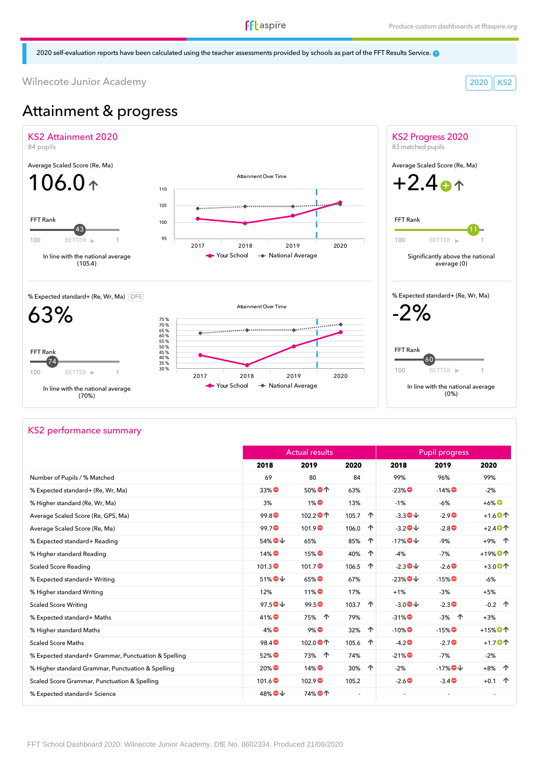2020 self-evaluation reports have been calculated using the teacher assessments provided by schools as part of the FFT Results Service.

Wilnecote Junior Academy

2020 | KS2

# Attainment & progress

## KS2 Attainment 2020

84 pupils

Average Scaled Score (Re, Ma)

**106.0** ↑

FFT Rank: 43 (100 — BETTER ▶ — 1)

In line with the national average (105.4)

Attainment Over Time

| | 2017 | 2018 | 2019 | 2020 |
|---|---|---|---|---|
| Your School | | | | |
| National Average | | | | |

% Expected standard+ (Re, Wr, Ma) DFE

**63%**

FFT Rank: 74 (100 — BETTER ▶ — 1)

In line with the national average (70%)

Attainment Over Time

| | 2017 | 2018 | 2019 | 2020 |
|---|---|---|---|---|
| Your School | | | | |
| National Average | | | | |

## KS2 Progress 2020

83 matched pupils

Average Scaled Score (Re, Ma)

**+2.4** ⊕ ↑

FFT Rank: 11 (100 — BETTER ▶ — 1)

Significantly above the national average (0)

% Expected standard+ (Re, Wr, Ma)

**-2%**

FFT Rank: 60 (100 — BETTER ▶ — 1)

In line with the national average (0%)

## KS2 performance summary

| | Actual results | | | Pupil progress | | |
|---|---|---|---|---|---|---|
| | **2018** | **2019** | **2020** | **2018** | **2019** | **2020** |
| Number of Pupils / % Matched | 69 | 80 | 84 | 99% | 96% | 99% |
| % Expected standard+ (Re, Wr, Ma) | 33% ⊖ | 50% ⊖↑ | 63% | -23% ⊖ | -14% ⊖ | -2% |
| % Higher standard (Re, Wr, Ma) | 3% | 1% ⊖ | 13% | -1% | -6% | +6% ⊕ |
| Average Scaled Score (Re, GPS, Ma) | 99.8 ⊖ | 102.2 ⊖↑ | 105.7 ↑ | -3.3 ⊖↓ | -2.9 ⊖ | +1.6 ⊕↑ |
| Average Scaled Score (Re, Ma) | 99.7 ⊖ | 101.9 ⊖ | 106.0 ↑ | -3.2 ⊖↓ | -2.8 ⊖ | +2.4 ⊕↑ |
| % Expected standard+ Reading | 54% ⊖↓ | 65% | 85% ↑ | -17% ⊖↓ | -9% | +9% ↑ |
| % Higher standard Reading | 14% ⊖ | 15% ⊖ | 40% ↑ | -4% | -7% | +19% ⊕↑ |
| Scaled Score Reading | 101.3 ⊖ | 101.7 ⊖ | 106.5 ↑ | -2.3 ⊖↓ | -2.6 ⊖ | +3.0 ⊕↑ |
| % Expected standard+ Writing | 51% ⊖↓ | 65% ⊖ | 67% | -23% ⊖↓ | -15% ⊖ | -6% |
| % Higher standard Writing | 12% | 11% ⊖ | 17% | +1% | -3% | +5% |
| Scaled Score Writing | 97.5 ⊖↓ | 99.5 ⊖ | 103.7 ↑ | -3.0 ⊖↓ | -2.3 ⊖ | -0.2 ↑ |
| % Expected standard+ Maths | 41% ⊖ | 75% ↑ | 79% | -31% ⊖ | -3% ↑ | +3% |
| % Higher standard Maths | 4% ⊖ | 9% ⊖ | 32% ↑ | -10% ⊖ | -15% ⊖ | +15% ⊕↑ |
| Scaled Score Maths | 98.4 ⊖ | 102.0 ⊖↑ | 105.6 ↑ | -4.2 ⊖ | -2.7 ⊖ | +1.7 ⊕↑ |
| % Expected standard+ Grammar, Punctuation & Spelling | 52% ⊖ | 73% ↑ | 74% | -21% ⊖ | -7% | -2% |
| % Higher standard Grammar, Punctuation & Spelling | 20% ⊖ | 14% ⊖ | 30% ↑ | -2% | -17% ⊖↓ | +8% ↑ |
| Scaled Score Grammar, Punctuation & Spelling | 101.6 ⊖ | 102.9 ⊖ | 105.2 | -2.6 ⊖ | -3.4 ⊖ | +0.1 ↑ |
| % Expected standard+ Science | 48% ⊖↓ | 74% ⊖↑ | - | - | - | - |

FFT School Dashboard 2020: Wilnecote Junior Academy. DfE No. 8602334. Produced 21/08/2020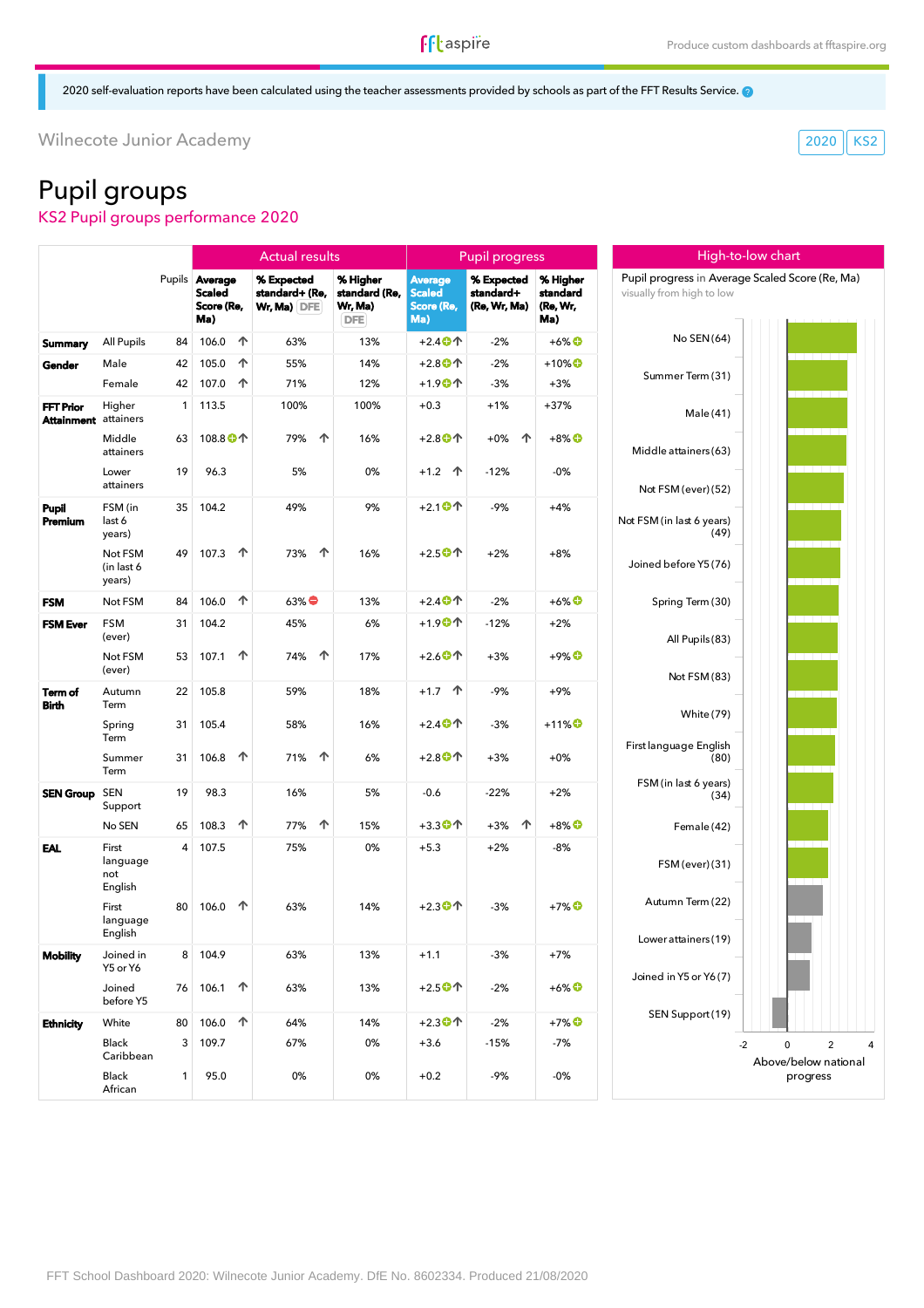2020 self-evaluation reports have been calculated using the teacher assessments provided by schools as part of the FFT Results Service.

Wilnecote Junior Academy

2020 | KS2

# Pupil groups

## KS2 Pupil groups performance 2020

| | | | Actual results | | | Pupil progress | | |
|---|---|---|---|---|---|---|---|---|
| | | Pupils | Average Scaled Score (Re, Ma) | % Expected standard+ (Re, Wr, Ma) DFE | % Higher standard (Re, Wr, Ma) DFE | Average Scaled Score (Re, Ma) | % Expected standard+ (Re, Wr, Ma) | % Higher standard (Re, Wr, Ma) |
| **Summary** | All Pupils | 84 | 106.0 ↑ | 63% | 13% | +2.4 ↑ | -2% | +6% |
| **Gender** | Male | 42 | 105.0 ↑ | 55% | 14% | +2.8 ↑ | -2% | +10% |
| | Female | 42 | 107.0 ↑ | 71% | 12% | +1.9 ↑ | -3% | +3% |
| **FFT Prior Attainment** | Higher attainers | 1 | 113.5 | 100% | 100% | +0.3 | +1% | +37% |
| | Middle attainers | 63 | 108.8 ↑ | 79% ↑ | 16% | +2.8 ↑ | +0% ↑ | +8% |
| | Lower attainers | 19 | 96.3 | 5% | 0% | +1.2 ↑ | -12% | -0% |
| **Pupil Premium** | FSM (in last 6 years) | 35 | 104.2 | 49% | 9% | +2.1 ↑ | -9% | +4% |
| | Not FSM (in last 6 years) | 49 | 107.3 ↑ | 73% ↑ | 16% | +2.5 ↑ | +2% | +8% |
| **FSM** | Not FSM | 84 | 106.0 ↑ | 63% | 13% | +2.4 ↑ | -2% | +6% |
| **FSM Ever** | FSM (ever) | 31 | 104.2 | 45% | 6% | +1.9 ↑ | -12% | +2% |
| | Not FSM (ever) | 53 | 107.1 ↑ | 74% ↑ | 17% | +2.6 ↑ | +3% | +9% |
| **Term of Birth** | Autumn Term | 22 | 105.8 | 59% | 18% | +1.7 ↑ | -9% | +9% |
| | Spring Term | 31 | 105.4 | 58% | 16% | +2.4 ↑ | -3% | +11% |
| | Summer Term | 31 | 106.8 ↑ | 71% ↑ | 6% | +2.8 ↑ | +3% | +0% |
| **SEN Group** | SEN Support | 19 | 98.3 | 16% | 5% | -0.6 | -22% | +2% |
| | No SEN | 65 | 108.3 ↑ | 77% ↑ | 15% | +3.3 ↑ | +3% ↑ | +8% |
| **EAL** | First language not English | 4 | 107.5 | 75% | 0% | +5.3 | +2% | -8% |
| | First language English | 80 | 106.0 ↑ | 63% | 14% | +2.3 ↑ | -3% | +7% |
| **Mobility** | Joined in Y5 or Y6 | 8 | 104.9 | 63% | 13% | +1.1 | -3% | +7% |
| | Joined before Y5 | 76 | 106.1 ↑ | 63% | 13% | +2.5 ↑ | -2% | +6% |
| **Ethnicity** | White | 80 | 106.0 ↑ | 64% | 14% | +2.3 ↑ | -2% | +7% |
| | Black Caribbean | 3 | 109.7 | 67% | 0% | +3.6 | -15% | -7% |
| | Black African | 1 | 95.0 | 0% | 0% | +0.2 | -9% | -0% |

### High-to-low chart

Pupil progress in Average Scaled Score (Re, Ma)
visually from high to low

- No SEN (64)
- Summer Term (31)
- Male (41)
- Middle attainers (63)
- Not FSM (ever) (52)
- Not FSM (in last 6 years) (49)
- Joined before Y5 (76)
- Spring Term (30)
- All Pupils (83)
- Not FSM (83)
- White (79)
- First language English (80)
- FSM (in last 6 years) (34)
- Female (42)
- FSM (ever) (31)
- Autumn Term (22)
- Lower attainers (19)
- Joined in Y5 or Y6 (7)
- SEN Support (19)

-2 | 0 | 2 | 4

Above/below national progress

FFT School Dashboard 2020: Wilnecote Junior Academy. DfE No. 8602334. Produced 21/08/2020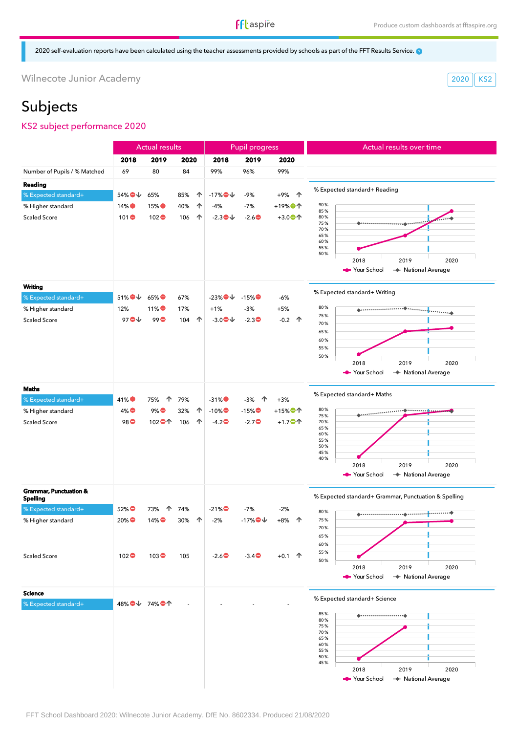2020 self-evaluation reports have been calculated using the teacher assessments provided by schools as part of the FFT Results Service.

Wilnecote Junior Academy

2020 KS2

# Subjects

## KS2 subject performance 2020

| | Actual results | | | Pupil progress | | |
|---|---|---|---|---|---|---|
| | 2018 | 2019 | 2020 | 2018 | 2019 | 2020 |
| Number of Pupils / % Matched | 69 | 80 | 84 | 99% | 96% | 99% |
| **Reading** | | | | | | |
| % Expected standard+ | 54% ⊖↓ | 65% | 85% ↑ | -17% ⊖↓ | -9% | +9% ↑ |
| % Higher standard | 14% ⊖ | 15% ⊖ | 40% ↑ | -4% | -7% | +19% ⊕↑ |
| Scaled Score | 101 ⊖ | 102 ⊖ | 106 ↑ | -2.3 ⊖↓ | -2.6 ⊖ | +3.0 ⊕↑ |
| **Writing** | | | | | | |
| % Expected standard+ | 51% ⊖↓ | 65% ⊖ | 67% | -23% ⊖↓ | -15% ⊖ | -6% |
| % Higher standard | 12% | 11% ⊖ | 17% | +1% | -3% | +5% |
| Scaled Score | 97 ⊖↓ | 99 ⊖ | 104 ↑ | -3.0 ⊖↓ | -2.3 ⊖ | -0.2 ↑ |
| **Maths** | | | | | | |
| % Expected standard+ | 41% ⊖ | 75% ↑ | 79% | -31% ⊖ | -3% ↑ | +3% |
| % Higher standard | 4% ⊖ | 9% ⊖ | 32% ↑ | -10% ⊖ | -15% ⊖ | +15% ⊕↑ |
| Scaled Score | 98 ⊖ | 102 ⊖↑ | 106 ↑ | -4.2 ⊖ | -2.7 ⊖ | +1.7 ⊕↑ |
| **Grammar, Punctuation & Spelling** | | | | | | |
| % Expected standard+ | 52% ⊖ | 73% ↑ | 74% | -21% ⊖ | -7% | -2% |
| % Higher standard | 20% ⊖ | 14% ⊖ | 30% ↑ | -2% | -17% ⊖↓ | +8% ↑ |
| Scaled Score | 102 ⊖ | 103 ⊖ | 105 | -2.6 ⊖ | -3.4 ⊖ | +0.1 ↑ |
| **Science** | | | | | | |
| % Expected standard+ | 48% ⊖↓ | 74% ⊖↑ | - | - | - | - |

### Actual results over time

% Expected standard+ Reading (2018–2020; Your School, National Average)

% Expected standard+ Writing (2018–2020; Your School, National Average)

% Expected standard+ Maths (2018–2020; Your School, National Average)

% Expected standard+ Grammar, Punctuation & Spelling (2018–2020; Your School, National Average)

% Expected standard+ Science (2018–2020; Your School, National Average)

FFT School Dashboard 2020: Wilnecote Junior Academy. DfE No. 8602334. Produced 21/08/2020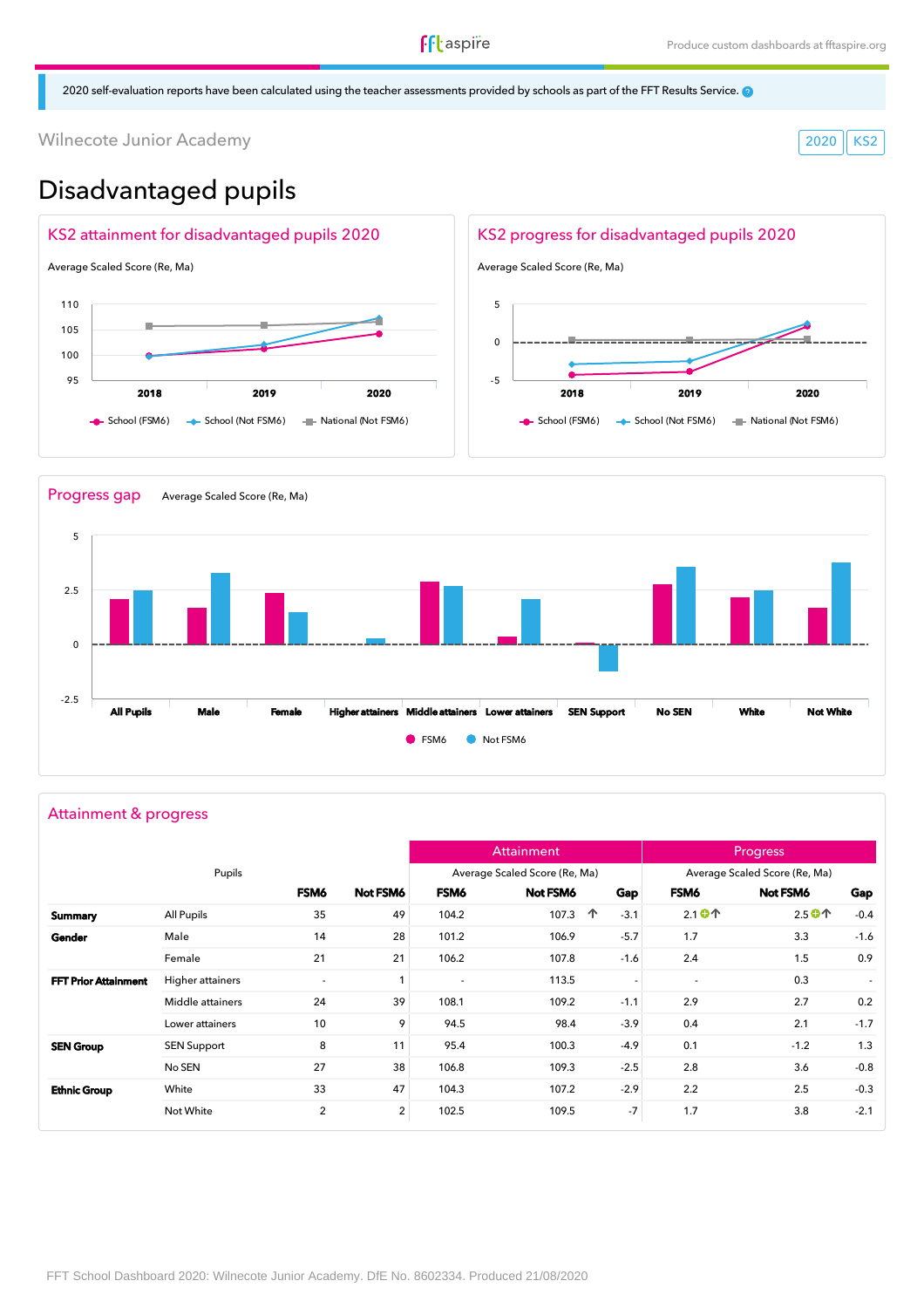2020 self-evaluation reports have been calculated using the teacher assessments provided by schools as part of the FFT Results Service.

Wilnecote Junior Academy

2020 KS2

# Disadvantaged pupils

## KS2 attainment for disadvantaged pupils 2020

Average Scaled Score (Re, Ma)

School (FSM6) · School (Not FSM6) · National (Not FSM6)

## KS2 progress for disadvantaged pupils 2020

Average Scaled Score (Re, Ma)

School (FSM6) · School (Not FSM6) · National (Not FSM6)

## Progress gap

Average Scaled Score (Re, Ma)

FSM6 · Not FSM6

## Attainment & progress

| | Pupils | | | Attainment | | | Progress | | |
|---|---|---|---|---|---|---|---|---|---|
| | | | | Average Scaled Score (Re, Ma) | | | Average Scaled Score (Re, Ma) | | |
| | | **FSM6** | **Not FSM6** | **FSM6** | **Not FSM6** | **Gap** | **FSM6** | **Not FSM6** | **Gap** |
| **Summary** | All Pupils | 35 | 49 | 104.2 | 107.3 ↑ | -3.1 | 2.1 ↑ | 2.5 ↑ | -0.4 |
| **Gender** | Male | 14 | 28 | 101.2 | 106.9 | -5.7 | 1.7 | 3.3 | -1.6 |
| | Female | 21 | 21 | 106.2 | 107.8 | -1.6 | 2.4 | 1.5 | 0.9 |
| **FFT Prior Attainment** | Higher attainers | - | 1 | - | 113.5 | - | - | 0.3 | - |
| | Middle attainers | 24 | 39 | 108.1 | 109.2 | -1.1 | 2.9 | 2.7 | 0.2 |
| | Lower attainers | 10 | 9 | 94.5 | 98.4 | -3.9 | 0.4 | 2.1 | -1.7 |
| **SEN Group** | SEN Support | 8 | 11 | 95.4 | 100.3 | -4.9 | 0.1 | -1.2 | 1.3 |
| | No SEN | 27 | 38 | 106.8 | 109.3 | -2.5 | 2.8 | 3.6 | -0.8 |
| **Ethnic Group** | White | 33 | 47 | 104.3 | 107.2 | -2.9 | 2.2 | 2.5 | -0.3 |
| | Not White | 2 | 2 | 102.5 | 109.5 | -7 | 1.7 | 3.8 | -2.1 |

FFT School Dashboard 2020: Wilnecote Junior Academy. DfE No. 8602334. Produced 21/08/2020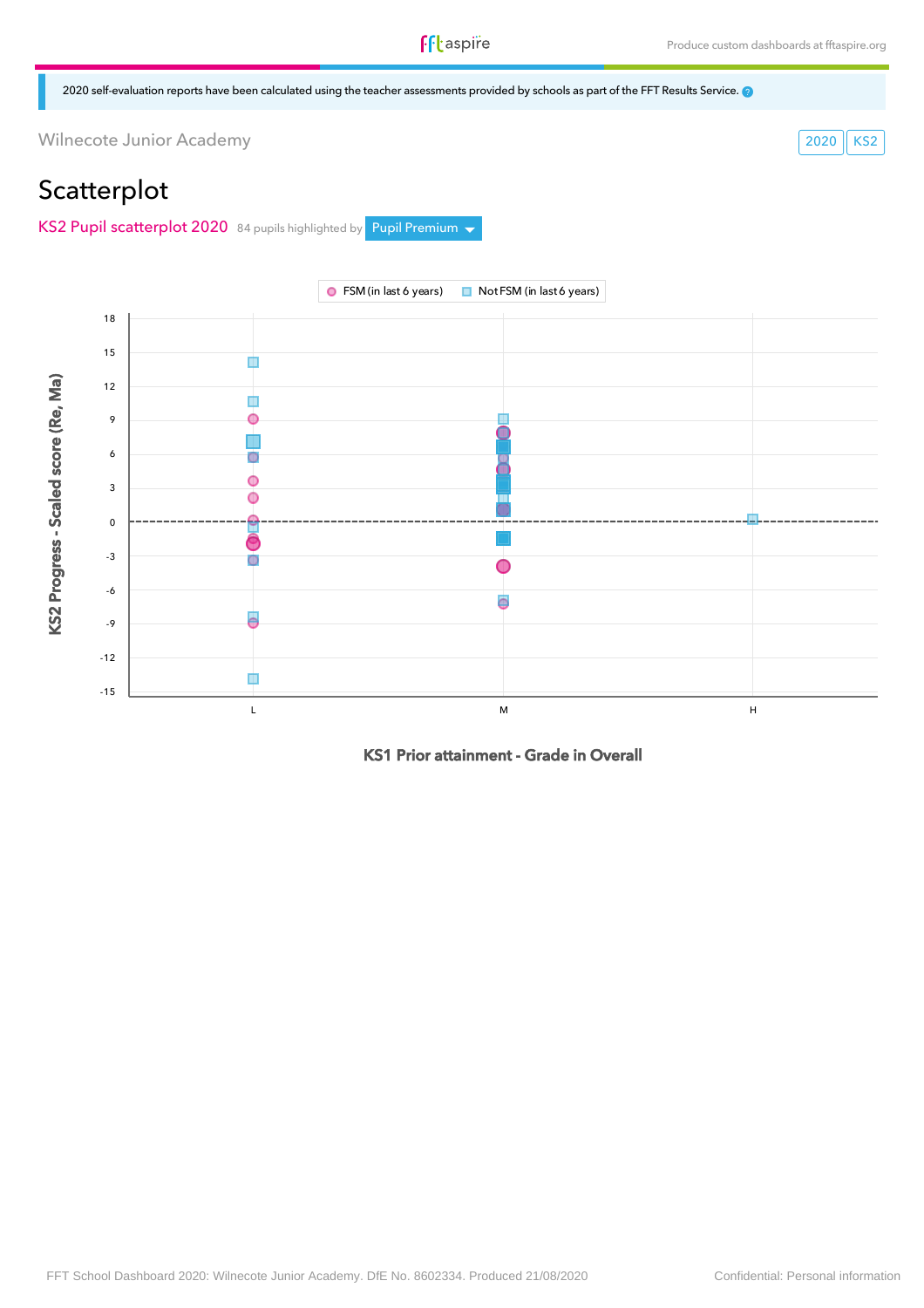2020 self-evaluation reports have been calculated using the teacher assessments provided by schools as part of the FFT Results Service.

Wilnecote Junior Academy

2020 KS2

# Scatterplot

## KS2 Pupil scatterplot 2020

84 pupils highlighted by Pupil Premium

FSM (in last 6 years) | Not FSM (in last 6 years)

KS2 Progress - Scaled score (Re, Ma)

18
15
12
9
6
3
0
-3
-6
-9
-12
-15

L M H

KS1 Prior attainment - Grade in Overall

FFT School Dashboard 2020: Wilnecote Junior Academy. DfE No. 8602334. Produced 21/08/2020

Confidential: Personal information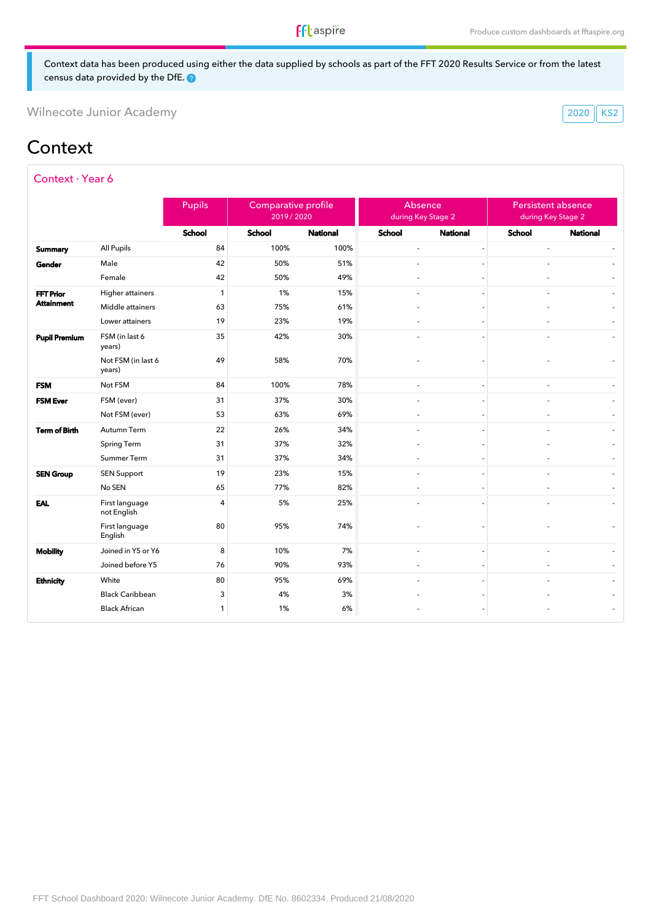Context data has been produced using either the data supplied by schools as part of the FFT 2020 Results Service or from the latest census data provided by the DfE.

Wilnecote Junior Academy

2020 KS2

# Context

## Context · Year 6

| | | Pupils | Comparative profile 2019 / 2020 | | Absence during Key Stage 2 | | Persistent absence during Key Stage 2 | |
|---|---|---|---|---|---|---|---|---|
| | | **School** | **School** | **National** | **School** | **National** | **School** | **National** |
| **Summary** | All Pupils | 84 | 100% | 100% | - | - | - | - |
| **Gender** | Male | 42 | 50% | 51% | - | - | - | - |
| | Female | 42 | 50% | 49% | - | - | - | - |
| **FFT Prior Attainment** | Higher attainers | 1 | 1% | 15% | - | - | - | - |
| | Middle attainers | 63 | 75% | 61% | - | - | - | - |
| | Lower attainers | 19 | 23% | 19% | - | - | - | - |
| **Pupil Premium** | FSM (in last 6 years) | 35 | 42% | 30% | - | - | - | - |
| | Not FSM (in last 6 years) | 49 | 58% | 70% | - | - | - | - |
| **FSM** | Not FSM | 84 | 100% | 78% | - | - | - | - |
| **FSM Ever** | FSM (ever) | 31 | 37% | 30% | - | - | - | - |
| | Not FSM (ever) | 53 | 63% | 69% | - | - | - | - |
| **Term of Birth** | Autumn Term | 22 | 26% | 34% | - | - | - | - |
| | Spring Term | 31 | 37% | 32% | - | - | - | - |
| | Summer Term | 31 | 37% | 34% | - | - | - | - |
| **SEN Group** | SEN Support | 19 | 23% | 15% | - | - | - | - |
| | No SEN | 65 | 77% | 82% | - | - | - | - |
| **EAL** | First language not English | 4 | 5% | 25% | - | - | - | - |
| | First language English | 80 | 95% | 74% | - | - | - | - |
| **Mobility** | Joined in Y5 or Y6 | 8 | 10% | 7% | - | - | - | - |
| | Joined before Y5 | 76 | 90% | 93% | - | - | - | - |
| **Ethnicity** | White | 80 | 95% | 69% | - | - | - | - |
| | Black Caribbean | 3 | 4% | 3% | - | - | - | - |
| | Black African | 1 | 1% | 6% | - | - | - | - |